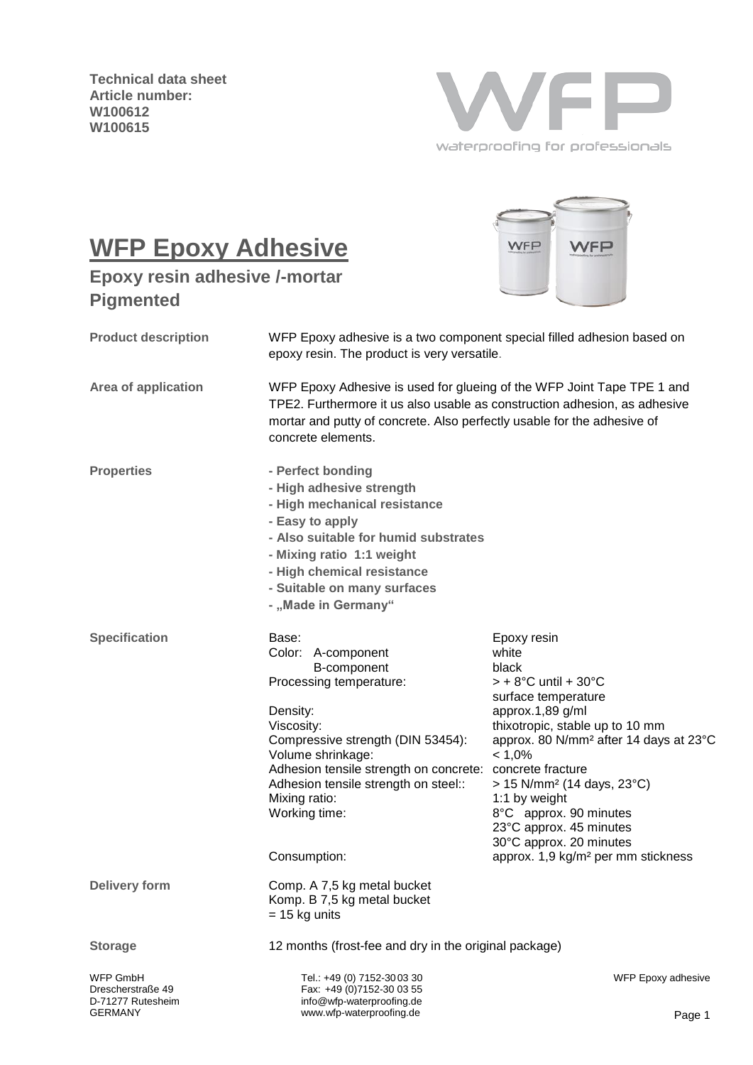**Technical data sheet**
**Article number:**
**W100612**
**W100615**

# WFP Epoxy Adhesive

## Epoxy resin adhesive /-mortar Pigmented

**Product description**

WFP Epoxy adhesive is a two component special filled adhesion based on epoxy resin. The product is very versatile.

**Area of application**

WFP Epoxy Adhesive is used for glueing of the WFP Joint Tape TPE 1 and TPE2. Furthermore it us also usable as construction adhesion, as adhesive mortar and putty of concrete. Also perfectly usable for the adhesive of concrete elements.

**Properties**

- **Perfect bonding**
- **High adhesive strength**
- **High mechanical resistance**
- **Easy to apply**
- **Also suitable for humid substrates**
- **Mixing ratio 1:1 weight**
- **High chemical resistance**
- **Suitable on many surfaces**
- **„Made in Germany“**

**Specification**

| | |
|---|---|
| Base: | Epoxy resin |
| Color: A-component | white |
| B-component | black |
| Processing temperature: | > + 8°C until + 30°C surface temperature |
| Density: | approx.1,89 g/ml |
| Viscosity: | thixotropic, stable up to 10 mm |
| Compressive strength (DIN 53454): | approx. 80 N/mm² after 14 days at 23°C |
| Volume shrinkage: | < 1,0% |
| Adhesion tensile strength on concrete: | concrete fracture |
| Adhesion tensile strength on steel:: | > 15 N/mm² (14 days, 23°C) |
| Mixing ratio: | 1:1 by weight |
| Working time: | 8°C approx. 90 minutes<br>23°C approx. 45 minutes<br>30°C approx. 20 minutes |
| Consumption: | approx. 1,9 kg/m² per mm stickness |

**Delivery form**

Comp. A 7,5 kg metal bucket
Komp. B 7,5 kg metal bucket
= 15 kg units

**Storage**

12 months (frost-fee and dry in the original package)

WFP GmbH
Drescherstraße 49
D-71277 Rutesheim
GERMANY

Tel.: +49 (0) 7152-30 03 30
Fax: +49 (0)7152-30 03 55
info@wfp-waterproofing.de
www.wfp-waterproofing.de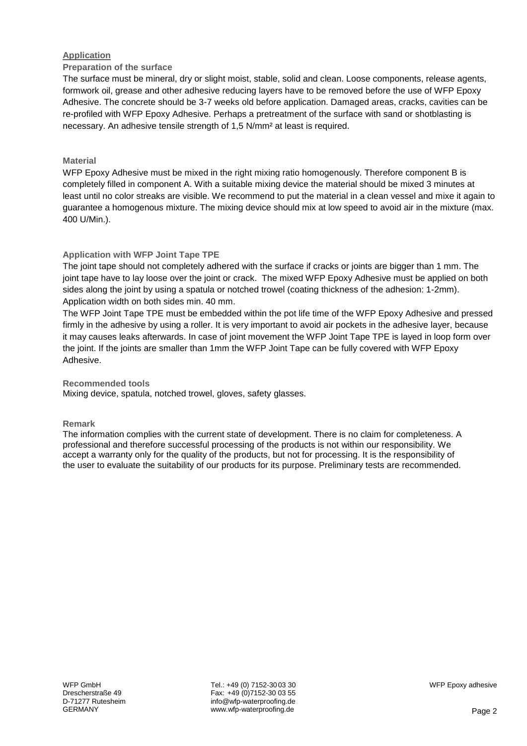## Application

### Preparation of the surface

The surface must be mineral, dry or slight moist, stable, solid and clean. Loose components, release agents, formwork oil, grease and other adhesive reducing layers have to be removed before the use of WFP Epoxy Adhesive. The concrete should be 3-7 weeks old before application. Damaged areas, cracks, cavities can be re-profiled with WFP Epoxy Adhesive. Perhaps a pretreatment of the surface with sand or shotblasting is necessary. An adhesive tensile strength of 1,5 N/mm² at least is required.

### Material

WFP Epoxy Adhesive must be mixed in the right mixing ratio homogenously. Therefore component B is completely filled in component A. With a suitable mixing device the material should be mixed 3 minutes at least until no color streaks are visible. We recommend to put the material in a clean vessel and mixe it again to guarantee a homogenous mixture. The mixing device should mix at low speed to avoid air in the mixture (max. 400 U/Min.).

### Application with WFP Joint Tape TPE

The joint tape should not completely adhered with the surface if cracks or joints are bigger than 1 mm. The joint tape have to lay loose over the joint or crack. The mixed WFP Epoxy Adhesive must be applied on both sides along the joint by using a spatula or notched trowel (coating thickness of the adhesion: 1-2mm). Application width on both sides min. 40 mm.

The WFP Joint Tape TPE must be embedded within the pot life time of the WFP Epoxy Adhesive and pressed firmly in the adhesive by using a roller. It is very important to avoid air pockets in the adhesive layer, because it may causes leaks afterwards. In case of joint movement the WFP Joint Tape TPE is layed in loop form over the joint. If the joints are smaller than 1mm the WFP Joint Tape can be fully covered with WFP Epoxy Adhesive.

### Recommended tools

Mixing device, spatula, notched trowel, gloves, safety glasses.

### Remark

The information complies with the current state of development. There is no claim for completeness. A professional and therefore successful processing of the products is not within our responsibility. We accept a warranty only for the quality of the products, but not for processing. It is the responsibility of the user to evaluate the suitability of our products for its purpose. Preliminary tests are recommended.

WFP GmbH
Drescherstraße 49
D-71277 Rutesheim
GERMANY

Tel.: +49 (0) 7152-30 03 30
Fax: +49 (0)7152-30 03 55
info@wfp-waterproofing.de
www.wfp-waterproofing.de